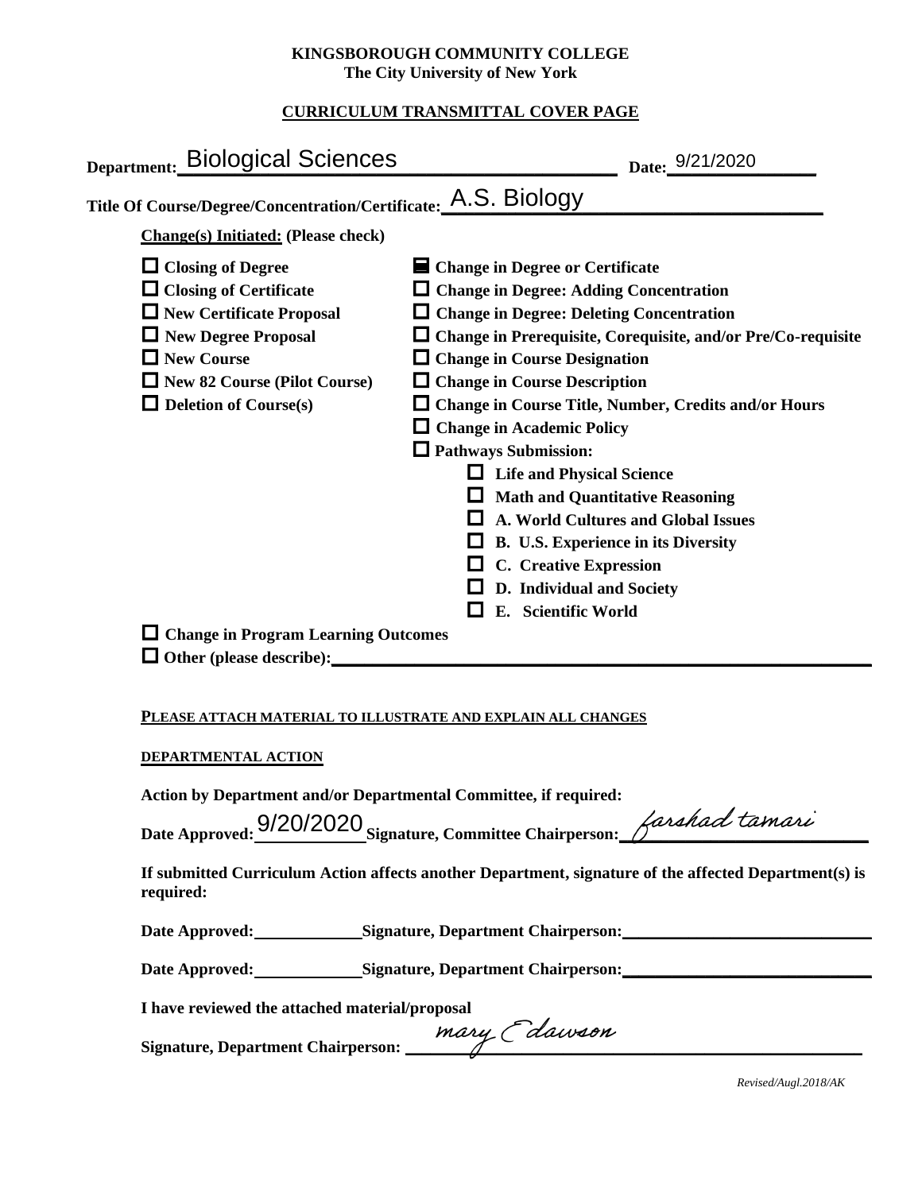**KINGSBOROUGH COMMUNITY COLLEGE**
**The City University of New York**

**CURRICULUM TRANSMITTAL COVER PAGE**

**Department:** Biological Sciences **Date:** 9/21/2020

**Title Of Course/Degree/Concentration/Certificate:** A.S. Biology

**Change(s) Initiated:** **(Please check)**

- ☐ **Closing of Degree**
- ☐ **Closing of Certificate**
- ☐ **New Certificate Proposal**
- ☐ **New Degree Proposal**
- ☐ **New Course**
- ☐ **New 82 Course (Pilot Course)**
- ☐ **Deletion of Course(s)**
- ☒ **Change in Degree or Certificate**
- ☐ **Change in Degree: Adding Concentration**
- ☐ **Change in Degree: Deleting Concentration**
- ☐ **Change in Prerequisite, Corequisite, and/or Pre/Co-requisite**
- ☐ **Change in Course Designation**
- ☐ **Change in Course Description**
- ☐ **Change in Course Title, Number, Credits and/or Hours**
- ☐ **Change in Academic Policy**
- ☐ **Pathways Submission:**
  - ☐ **Life and Physical Science**
  - ☐ **Math and Quantitative Reasoning**
  - ☐ **A. World Cultures and Global Issues**
  - ☐ **B. U.S. Experience in its Diversity**
  - ☐ **C. Creative Expression**
  - ☐ **D. Individual and Society**
  - ☐ **E. Scientific World**
- ☐ **Change in Program Learning Outcomes**
- ☐ **Other (please describe):** ____________________

**PLEASE ATTACH MATERIAL TO ILLUSTRATE AND EXPLAIN ALL CHANGES**

**DEPARTMENTAL ACTION**

**Action by Department and/or Departmental Committee, if required:**

**Date Approved:** 9/20/2020 **Signature, Committee Chairperson:** farshad tamari

**If submitted Curriculum Action affects another Department, signature of the affected Department(s) is required:**

**Date Approved:** __________ **Signature, Department Chairperson:** ____________________

**Date Approved:** __________ **Signature, Department Chairperson:** ____________________

**I have reviewed the attached material/proposal**

**Signature, Department Chairperson:** mary E dawson

*Revised/Augl.2018/AK*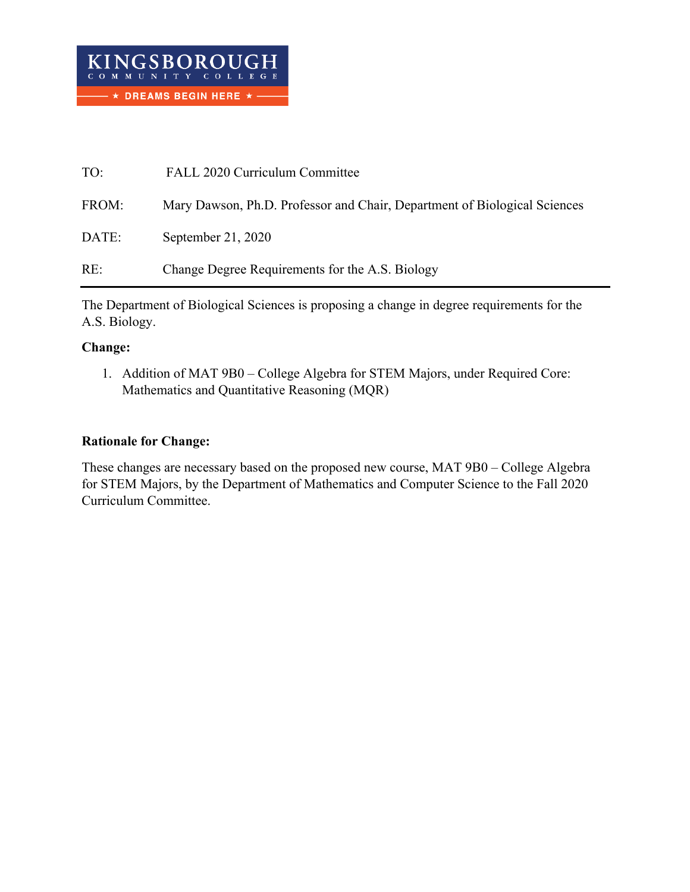TO: FALL 2020 Curriculum Committee

FROM: Mary Dawson, Ph.D. Professor and Chair, Department of Biological Sciences

DATE: September 21, 2020

RE: Change Degree Requirements for the A.S. Biology

---

The Department of Biological Sciences is proposing a change in degree requirements for the A.S. Biology.

**Change:**

1. Addition of MAT 9B0 – College Algebra for STEM Majors, under Required Core: Mathematics and Quantitative Reasoning (MQR)

**Rationale for Change:**

These changes are necessary based on the proposed new course, MAT 9B0 – College Algebra for STEM Majors, by the Department of Mathematics and Computer Science to the Fall 2020 Curriculum Committee.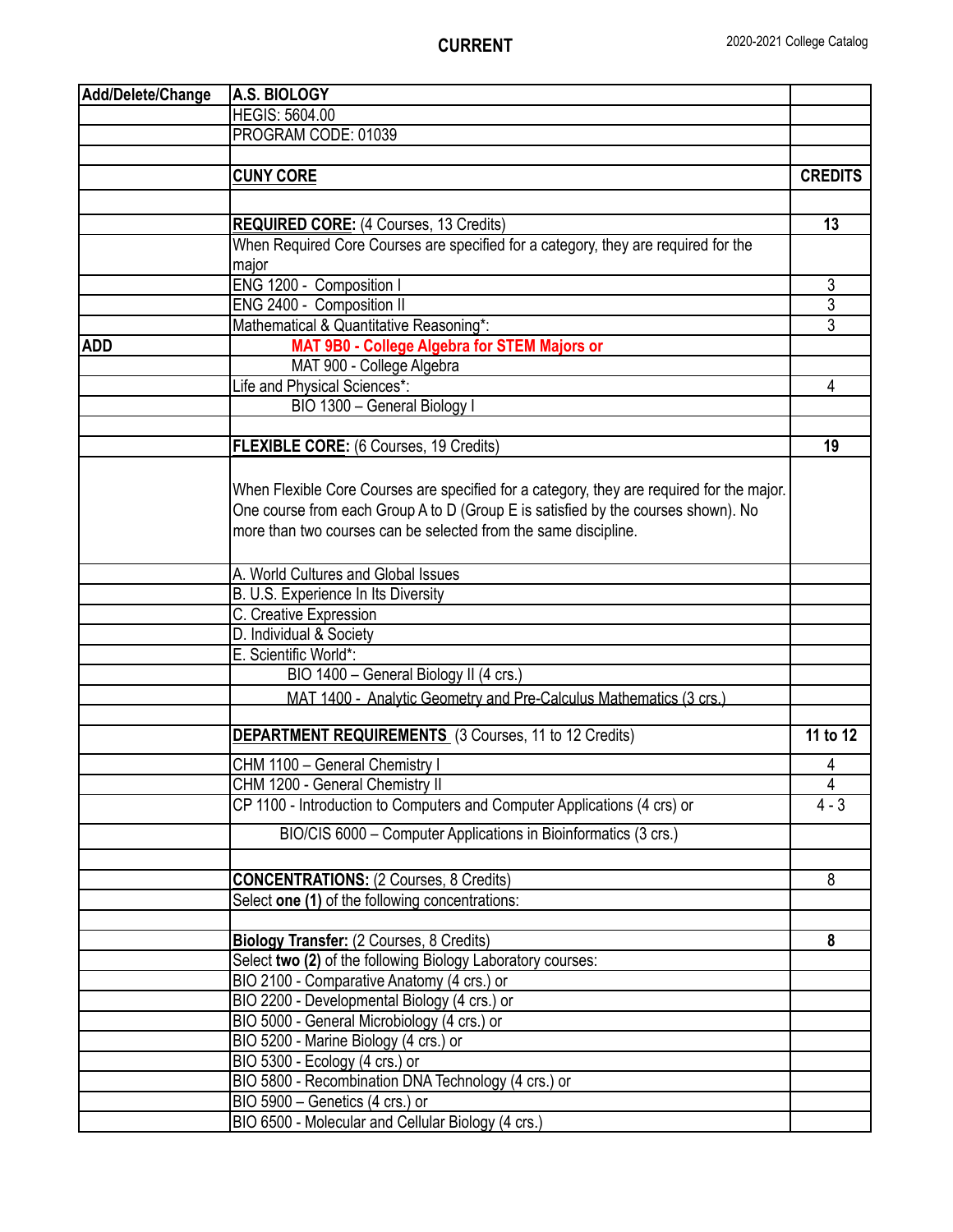**CURRENT**

2020-2021 College Catalog

| Add/Delete/Change | A.S. BIOLOGY | |
|---|---|---|
| | HEGIS: 5604.00 | |
| | PROGRAM CODE: 01039 | |
| | | |
| | **CUNY CORE** | **CREDITS** |
| | | |
| | **REQUIRED CORE:** (4 Courses, 13 Credits) | **13** |
| | When Required Core Courses are specified for a category, they are required for the major | |
| | ENG 1200 - Composition I | 3 |
| | ENG 2400 - Composition II | 3 |
| | Mathematical & Quantitative Reasoning*: | 3 |
| **ADD** | **MAT 9B0 - College Algebra for STEM Majors or** | |
| | MAT 900 - College Algebra | |
| | Life and Physical Sciences*: | 4 |
| | BIO 1300 – General Biology I | |
| | | |
| | **FLEXIBLE CORE:** (6 Courses, 19 Credits) | **19** |
| | When Flexible Core Courses are specified for a category, they are required for the major. One course from each Group A to D (Group E is satisfied by the courses shown). No more than two courses can be selected from the same discipline. | |
| | A. World Cultures and Global Issues | |
| | B. U.S. Experience In Its Diversity | |
| | C. Creative Expression | |
| | D. Individual & Society | |
| | E. Scientific World*: | |
| | BIO 1400 – General Biology II (4 crs.) | |
| | MAT 1400 - Analytic Geometry and Pre-Calculus Mathematics (3 crs.) | |
| | | |
| | **DEPARTMENT REQUIREMENTS** (3 Courses, 11 to 12 Credits) | **11 to 12** |
| | CHM 1100 – General Chemistry I | 4 |
| | CHM 1200 - General Chemistry II | 4 |
| | CP 1100 - Introduction to Computers and Computer Applications (4 crs) or | 4 - 3 |
| | BIO/CIS 6000 – Computer Applications in Bioinformatics (3 crs.) | |
| | | |
| | **CONCENTRATIONS:** (2 Courses, 8 Credits) | 8 |
| | Select **one (1)** of the following concentrations: | |
| | | |
| | **Biology Transfer:** (2 Courses, 8 Credits) | **8** |
| | Select **two (2)** of the following Biology Laboratory courses: | |
| | BIO 2100 - Comparative Anatomy (4 crs.) or | |
| | BIO 2200 - Developmental Biology (4 crs.) or | |
| | BIO 5000 - General Microbiology (4 crs.) or | |
| | BIO 5200 - Marine Biology (4 crs.) or | |
| | BIO 5300 - Ecology (4 crs.) or | |
| | BIO 5800 - Recombination DNA Technology (4 crs.) or | |
| | BIO 5900 – Genetics (4 crs.) or | |
| | BIO 6500 - Molecular and Cellular Biology (4 crs.) | |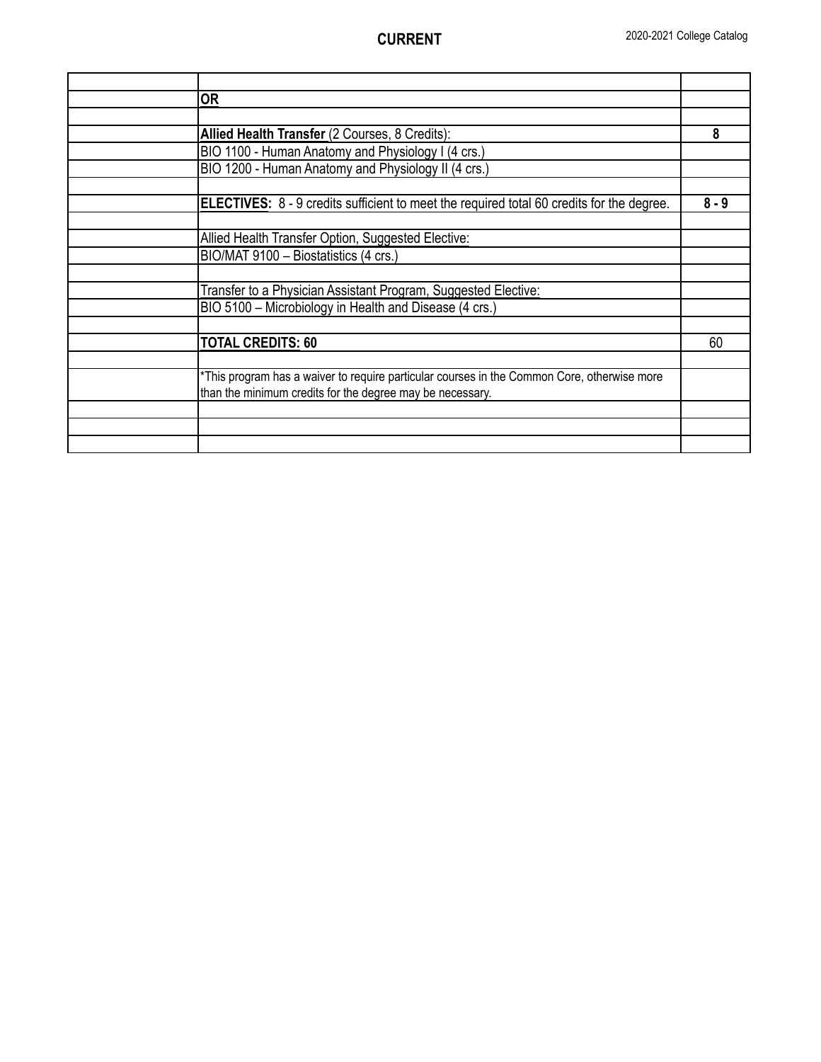# CURRENT

| | | |
|---|---|---|
| | | |
| | **OR** | |
| | | |
| | **Allied Health Transfer** (2 Courses, 8 Credits): | **8** |
| | BIO 1100 - Human Anatomy and Physiology I (4 crs.) | |
| | BIO 1200 - Human Anatomy and Physiology II (4 crs.) | |
| | | |
| | **ELECTIVES:** 8 - 9 credits sufficient to meet the required total 60 credits for the degree. | **8 - 9** |
| | | |
| | Allied Health Transfer Option, Suggested Elective: | |
| | BIO/MAT 9100 – Biostatistics (4 crs.) | |
| | | |
| | Transfer to a Physician Assistant Program, Suggested Elective: | |
| | BIO 5100 – Microbiology in Health and Disease (4 crs.) | |
| | | |
| | **TOTAL CREDITS: 60** | 60 |
| | | |
| | *This program has a waiver to require particular courses in the Common Core, otherwise more than the minimum credits for the degree may be necessary. | |
| | | |
| | | |
| | | |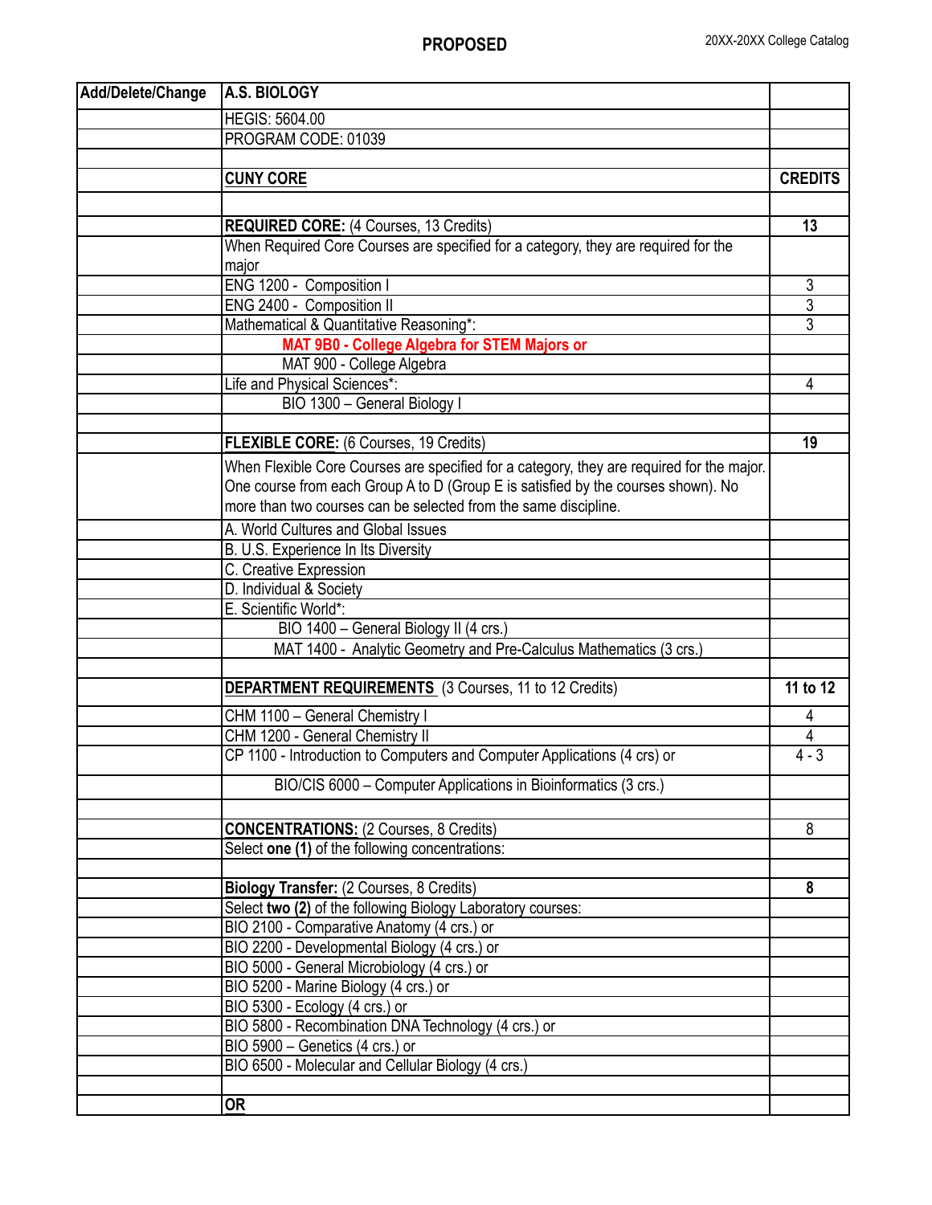**PROPOSED**

| Add/Delete/Change | A.S. BIOLOGY | |
|---|---|---|
| | HEGIS: 5604.00 | |
| | PROGRAM CODE: 01039 | |
| | | |
| | **CUNY CORE** | **CREDITS** |
| | | |
| | **REQUIRED CORE:** (4 Courses, 13 Credits) | **13** |
| | When Required Core Courses are specified for a category, they are required for the major | |
| | ENG 1200 - Composition I | 3 |
| | ENG 2400 - Composition II | 3 |
| | Mathematical & Quantitative Reasoning*: | 3 |
| | **MAT 9B0 - College Algebra for STEM Majors or** | |
| | MAT 900 - College Algebra | |
| | Life and Physical Sciences*: | 4 |
| | BIO 1300 – General Biology I | |
| | | |
| | **FLEXIBLE CORE:** (6 Courses, 19 Credits) | **19** |
| | When Flexible Core Courses are specified for a category, they are required for the major. One course from each Group A to D (Group E is satisfied by the courses shown). No more than two courses can be selected from the same discipline. | |
| | A. World Cultures and Global Issues | |
| | B. U.S. Experience In Its Diversity | |
| | C. Creative Expression | |
| | D. Individual & Society | |
| | E. Scientific World*: | |
| | BIO 1400 – General Biology II (4 crs.) | |
| | MAT 1400 - Analytic Geometry and Pre-Calculus Mathematics (3 crs.) | |
| | | |
| | **DEPARTMENT REQUIREMENTS** (3 Courses, 11 to 12 Credits) | **11 to 12** |
| | CHM 1100 – General Chemistry I | 4 |
| | CHM 1200 - General Chemistry II | 4 |
| | CP 1100 - Introduction to Computers and Computer Applications (4 crs) or | 4 - 3 |
| | BIO/CIS 6000 – Computer Applications in Bioinformatics (3 crs.) | |
| | | |
| | **CONCENTRATIONS:** (2 Courses, 8 Credits) | 8 |
| | Select **one (1)** of the following concentrations: | |
| | | |
| | **Biology Transfer:** (2 Courses, 8 Credits) | **8** |
| | Select **two (2)** of the following Biology Laboratory courses: | |
| | BIO 2100 - Comparative Anatomy (4 crs.) or | |
| | BIO 2200 - Developmental Biology (4 crs.) or | |
| | BIO 5000 - General Microbiology (4 crs.) or | |
| | BIO 5200 - Marine Biology (4 crs.) or | |
| | BIO 5300 - Ecology (4 crs.) or | |
| | BIO 5800 - Recombination DNA Technology (4 crs.) or | |
| | BIO 5900 – Genetics (4 crs.) or | |
| | BIO 6500 - Molecular and Cellular Biology (4 crs.) | |
| | | |
| | **OR** | |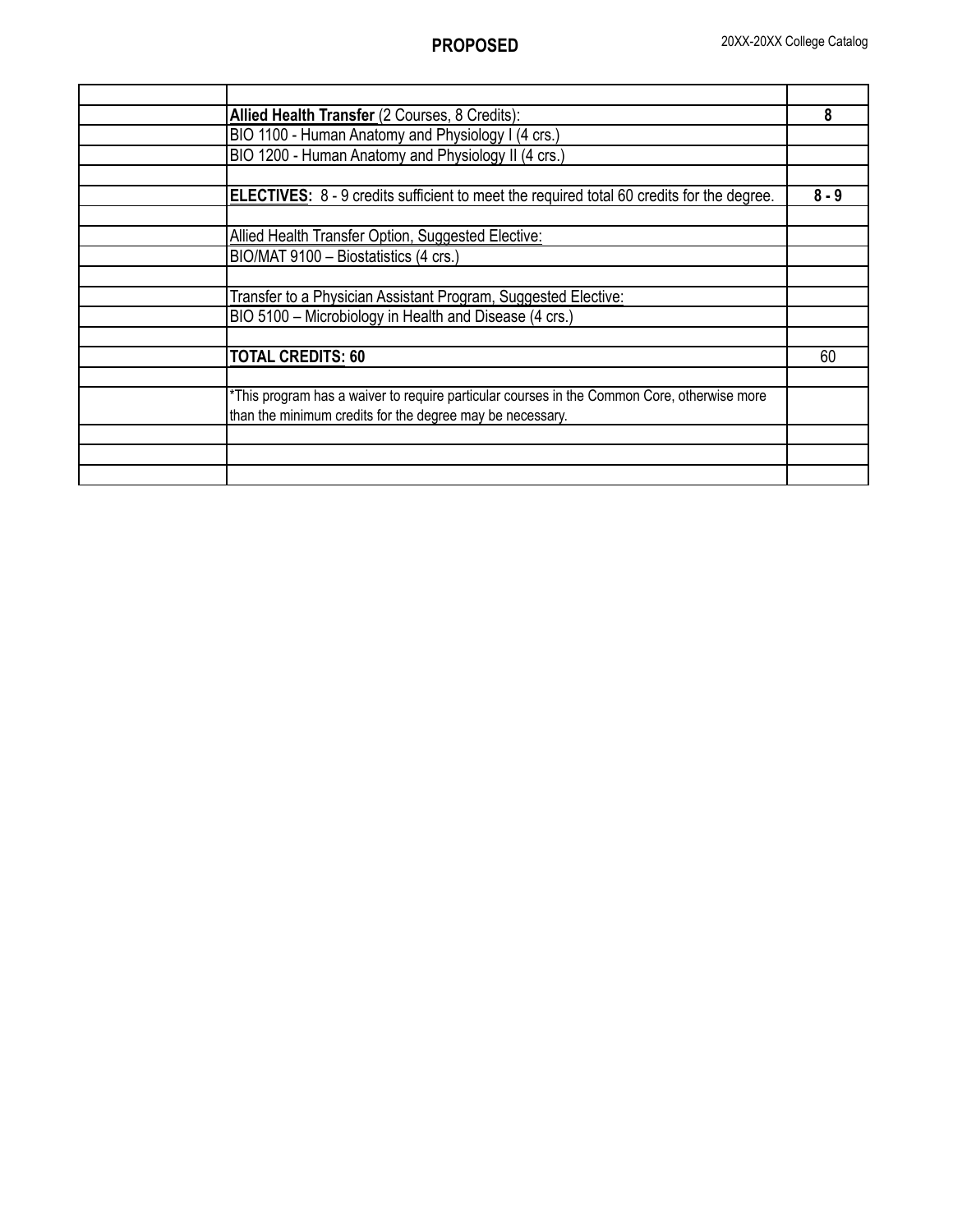PROPOSED

| | | |
|---|---|---|
| | | |
| | **Allied Health Transfer** (2 Courses, 8 Credits): | **8** |
| | BIO 1100 - Human Anatomy and Physiology I (4 crs.) | |
| | BIO 1200 - Human Anatomy and Physiology II (4 crs.) | |
| | | |
| | **ELECTIVES:** 8 - 9 credits sufficient to meet the required total 60 credits for the degree. | **8 - 9** |
| | | |
| | Allied Health Transfer Option, Suggested Elective: | |
| | BIO/MAT 9100 – Biostatistics (4 crs.) | |
| | | |
| | Transfer to a Physician Assistant Program, Suggested Elective: | |
| | BIO 5100 – Microbiology in Health and Disease (4 crs.) | |
| | | |
| | **TOTAL CREDITS: 60** | 60 |
| | | |
| | *This program has a waiver to require particular courses in the Common Core, otherwise more than the minimum credits for the degree may be necessary. | |
| | | |
| | | |
| | | |